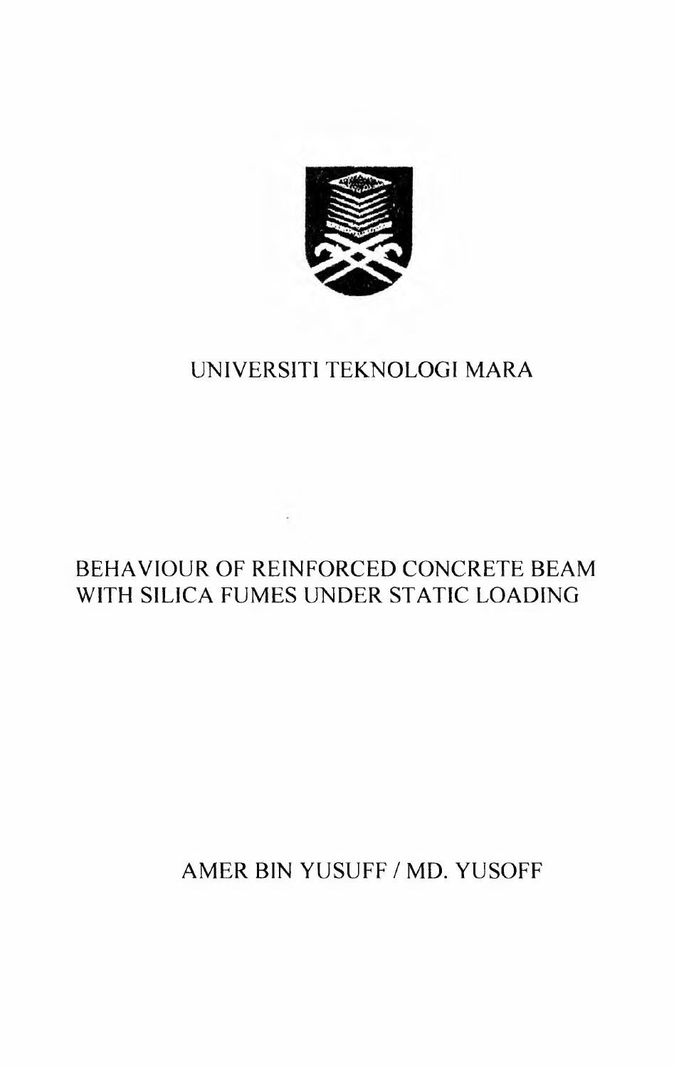UNIVERSITI TEKNOLOGI MARA

# BEHAVIOUR OF REINFORCED CONCRETE BEAM WITH SILICA FUMES UNDER STATIC LOADING

AMER BIN YUSUFF / MD. YUSOFF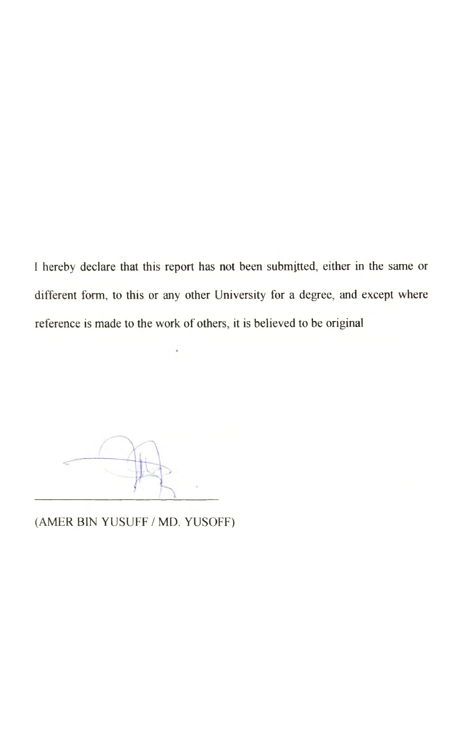I hereby declare that this report has not been submitted, either in the same or different form, to this or any other University for a degree, and except where reference is made to the work of others, it is believed to be original

(AMER BIN YUSUFF / MD. YUSOFF)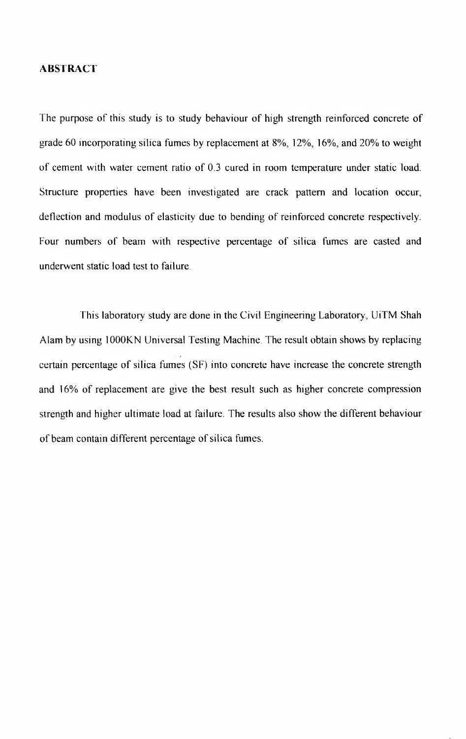## ABSTRACT

The purpose of this study is to study behaviour of high strength reinforced concrete of grade 60 incorporating silica fumes by replacement at 8%, 12%, 16%, and 20% to weight of cement with water cement ratio of 0.3 cured in room temperature under static load. Structure properties have been investigated are crack pattern and location occur, deflection and modulus of elasticity due to bending of reinforced concrete respectively. Four numbers of beam with respective percentage of silica fumes are casted and underwent static load test to failure.

This laboratory study are done in the Civil Engineering Laboratory, UiTM Shah Alam by using 1000KN Universal Testing Machine. The result obtain shows by replacing certain percentage of silica fumes (SF) into concrete have increase the concrete strength and 16% of replacement are give the best result such as higher concrete compression strength and higher ultimate load at failure. The results also show the different behaviour of beam contain different percentage of silica fumes.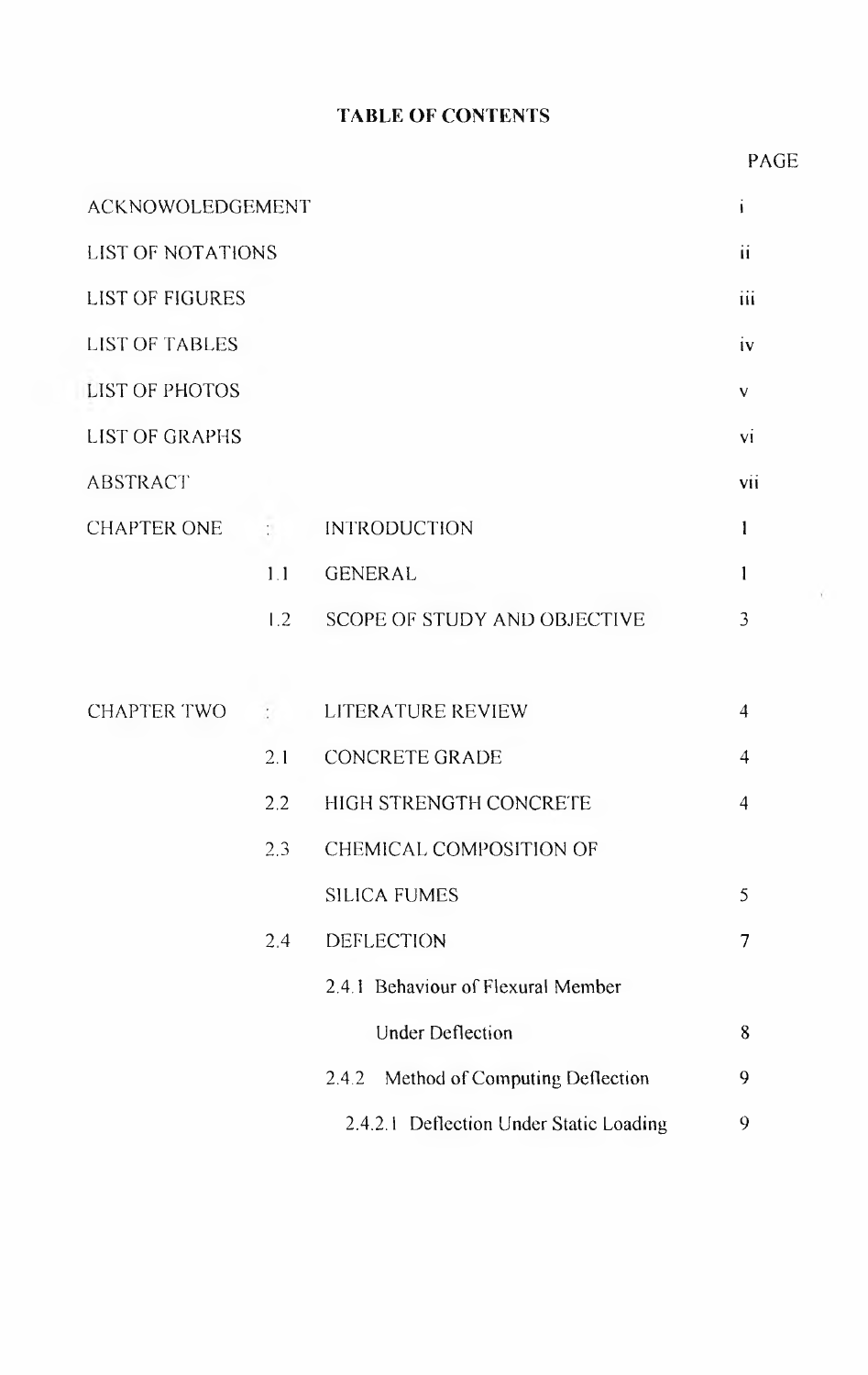# TABLE OF CONTENTS

| | | | PAGE |
|---|---|---|---|
| ACKNOWOLEDGEMENT | | | i |
| LIST OF NOTATIONS | | | ii |
| LIST OF FIGURES | | | iii |
| LIST OF TABLES | | | iv |
| LIST OF PHOTOS | | | v |
| LIST OF GRAPHS | | | vi |
| ABSTRACT | | | vii |
| CHAPTER ONE | : | INTRODUCTION | 1 |
| | 1.1 | GENERAL | 1 |
| | 1.2 | SCOPE OF STUDY AND OBJECTIVE | 3 |
| CHAPTER TWO | : | LITERATURE REVIEW | 4 |
| | 2.1 | CONCRETE GRADE | 4 |
| | 2.2 | HIGH STRENGTH CONCRETE | 4 |
| | 2.3 | CHEMICAL COMPOSITION OF SILICA FUMES | 5 |
| | 2.4 | DEFLECTION | 7 |
| | | 2.4.1 Behaviour of Flexural Member Under Deflection | 8 |
| | | 2.4.2 Method of Computing Deflection | 9 |
| | | 2.4.2.1 Deflection Under Static Loading | 9 |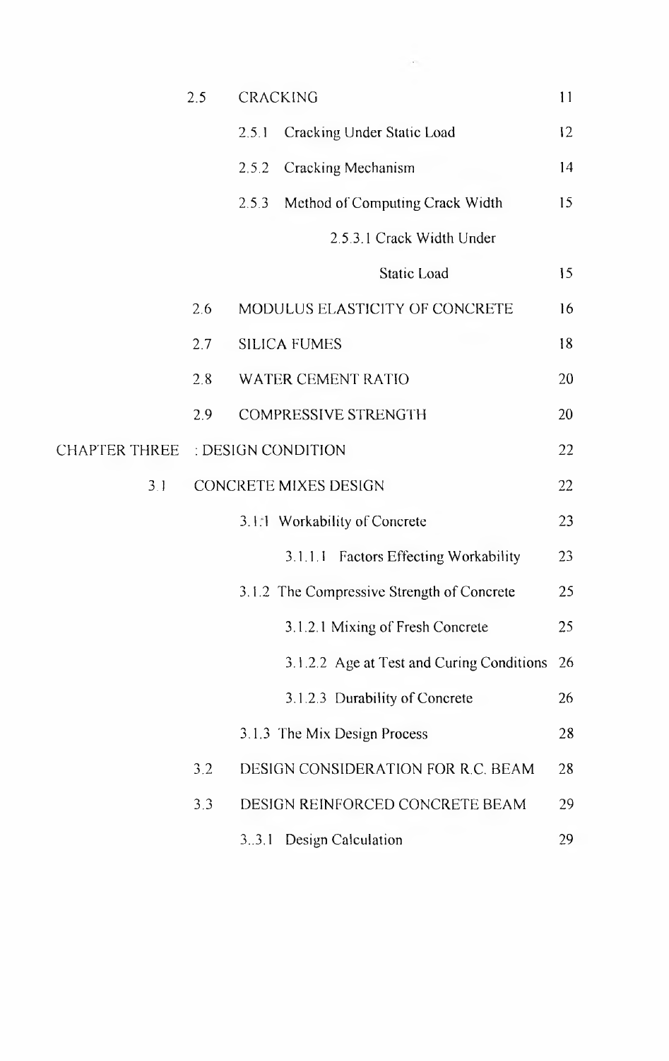| | | | |
|---|---|---|---|
| | 2.5 | CRACKING | 11 |
| | | 2.5.1 Cracking Under Static Load | 12 |
| | | 2.5.2 Cracking Mechanism | 14 |
| | | 2.5.3 Method of Computing Crack Width | 15 |
| | | 2.5.3.1 Crack Width Under Static Load | 15 |
| | 2.6 | MODULUS ELASTICITY OF CONCRETE | 16 |
| | 2.7 | SILICA FUMES | 18 |
| | 2.8 | WATER CEMENT RATIO | 20 |
| | 2.9 | COMPRESSIVE STRENGTH | 20 |
| CHAPTER THREE | | : DESIGN CONDITION | 22 |
| | 3.1 | CONCRETE MIXES DESIGN | 22 |
| | | 3.1:1 Workability of Concrete | 23 |
| | | 3.1.1.1 Factors Effecting Workability | 23 |
| | | 3.1.2 The Compressive Strength of Concrete | 25 |
| | | 3.1.2.1 Mixing of Fresh Concrete | 25 |
| | | 3.1.2.2 Age at Test and Curing Conditions | 26 |
| | | 3.1.2.3 Durability of Concrete | 26 |
| | | 3.1.3 The Mix Design Process | 28 |
| | 3.2 | DESIGN CONSIDERATION FOR R.C. BEAM | 28 |
| | 3.3 | DESIGN REINFORCED CONCRETE BEAM | 29 |
| | | 3..3.1 Design Calculation | 29 |